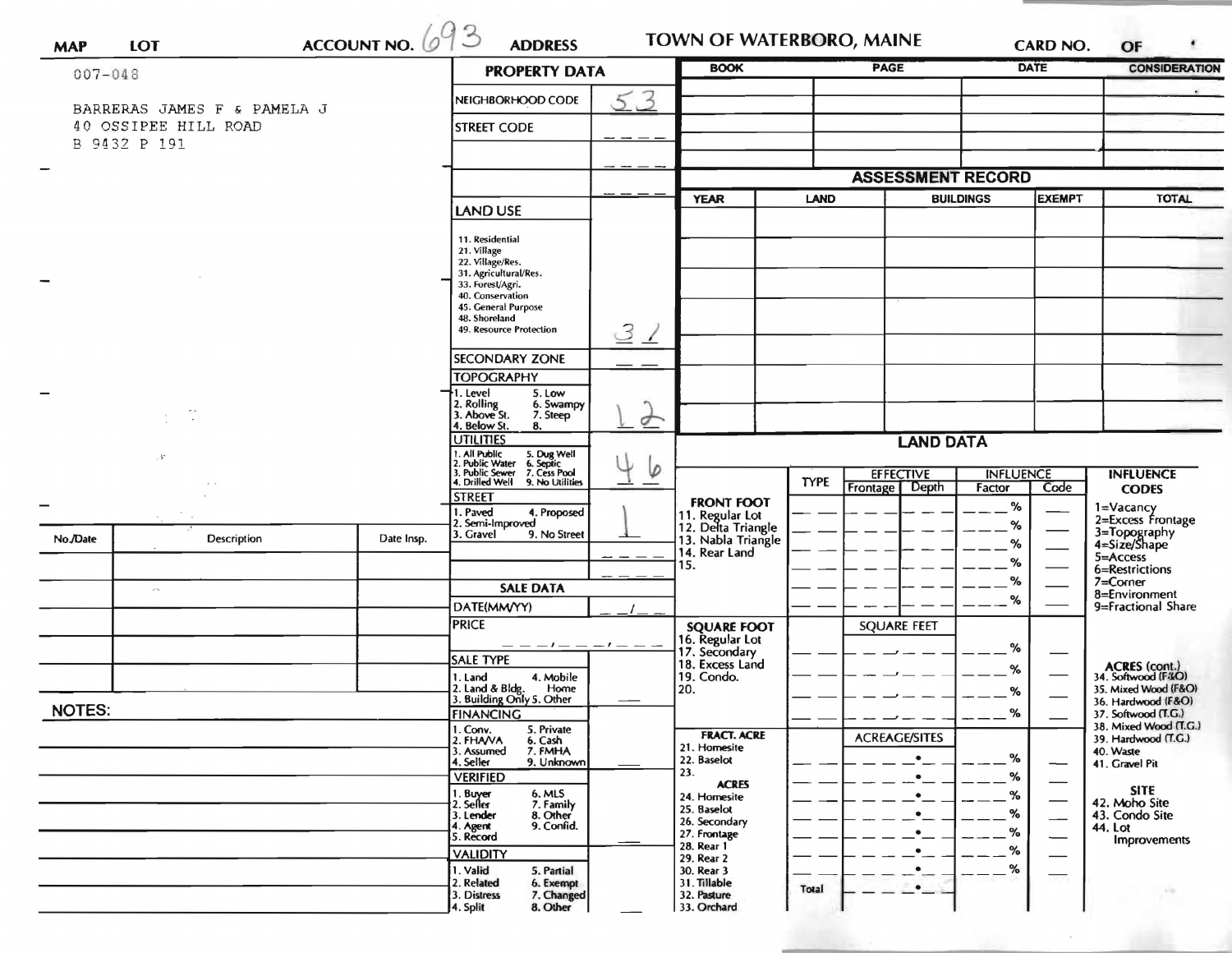| MAP | LOT | ACCOUNT NO. 693 | ADDRESS | TOWN OF WATERBORO, MAINE | CARD NO. | OF |
|---|---|---|---|---|---|---|

007-048

BARRERAS JAMES F & PAMELA J
40 OSSIPEE HILL ROAD
B 9432 P 191

## PROPERTY DATA

| Field | Value |
|---|---|
| NEIGHBORHOOD CODE | 53 |
| STREET CODE | |
| LAND USE (11. Residential, 21. Village, 22. Village/Res., 31. Agricultural/Res., 33. Forest/Agri., 40. Conservation, 45. General Purpose, 48. Shoreland, 49. Resource Protection) | 31 |
| SECONDARY ZONE | |
| TOPOGRAPHY (1. Level, 2. Rolling, 3. Above St., 4. Below St., 5. Low, 6. Swampy, 7. Steep, 8.) | 12 |
| UTILITIES (1. All Public, 2. Public Water, 3. Public Sewer, 4. Drilled Well, 5. Dug Well, 6. Septic, 7. Cess Pool, 9. No Utilities) | 46 |
| STREET (1. Paved, 2. Semi-Improved, 3. Gravel, 4. Proposed, 9. No Street) | 1 |

## SALE DATA

| Field | Value |
|---|---|
| DATE(MM/YY) | |
| PRICE | |
| SALE TYPE (1. Land, 2. Land & Bldg., 3. Building Only, 4. Mobile Home, 5. Other) | |
| FINANCING (1. Conv., 2. FHA/VA, 3. Assumed, 4. Seller, 5. Private, 6. Cash, 7. FMHA, 9. Unknown) | |
| VERIFIED (1. Buyer, 2. Seller, 3. Lender, 4. Agent, 5. Record, 6. MLS, 7. Family, 8. Other, 9. Confid.) | |
| VALIDITY (1. Valid, 2. Related, 3. Distress, 4. Split, 5. Partial, 6. Exempt, 7. Changed, 8. Other) | |

| No./Date | Description | Date Insp. |
|---|---|---|
| | | |

NOTES:

| BOOK | PAGE | DATE | CONSIDERATION |
|---|---|---|---|
| | | | |

## ASSESSMENT RECORD

| YEAR | LAND | BUILDINGS | EXEMPT | TOTAL |
|---|---|---|---|---|
| | | | | |

## LAND DATA

| | TYPE | EFFECTIVE Frontage | EFFECTIVE Depth | INFLUENCE Factor | INFLUENCE Code |
|---|---|---|---|---|---|
| **FRONT FOOT** 11. Regular Lot, 12. Delta Triangle, 13. Nabla Triangle, 14. Rear Land, 15. | | | | % | |
| **SQUARE FOOT** 16. Regular Lot, 17. Secondary, 18. Excess Land, 19. Condo., 20. | | SQUARE FEET | | % | |
| **FRACT. ACRE** 21. Homesite, 22. Baselot, 23. **ACRES** 24. Homesite, 25. Baselot, 26. Secondary, 27. Frontage, 28. Rear 1, 29. Rear 2, 30. Rear 3, 31. Tillable, 32. Pasture, 33. Orchard | | ACREAGE/SITES | | % | |
| | Total | | | | |

**INFLUENCE CODES**
1=Vacancy
2=Excess Frontage
3=Topography
4=Size/Shape
5=Access
6=Restrictions
7=Corner
8=Environment
9=Fractional Share

**ACRES (cont.)**
34. Softwood (F&O)
35. Mixed Wood (F&O)
36. Hardwood (F&O)
37. Softwood (T.G.)
38. Mixed Wood (T.G.)
39. Hardwood (T.G.)
40. Waste
41. Gravel Pit

**SITE**
42. Moho Site
43. Condo Site
44. Lot Improvements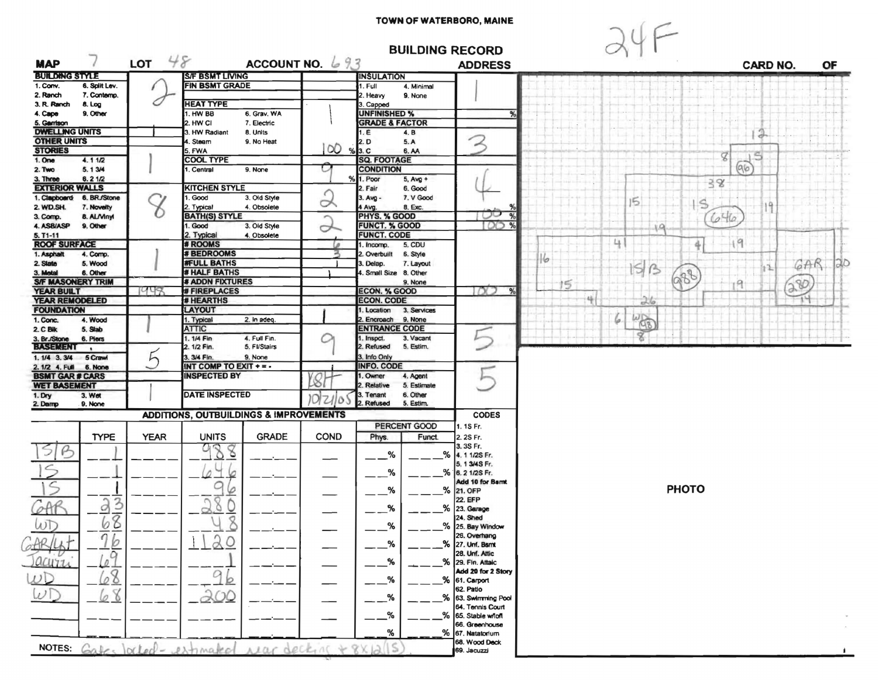TOWN OF WATERBORO, MAINE

24F

## BUILDING RECORD

MAP 7 LOT 48 ACCOUNT NO. 693 ADDRESS CARD NO. OF

| | | | | | |
|---|---|---|---|---|---|
| **BUILDING STYLE** 1. Conv. 6. Split Lev. 2. Ranch 7. Contemp. 3. R. Ranch 8. Log 4. Cape 9. Other 5. Garrison | 2 | **S/F BSMT LIVING** / **FIN BSMT GRADE** | | **INSULATION** 1. Full 4. Minimal 2. Heavy 9. None 3. Capped | 1 |
| **DWELLING UNITS** | 1 | **HEAT TYPE** 1. HW BB 6. Grav. WA 2. HW CI 7. Electric 3. HW Radiant 8. Units 4. Steam 9. No Heat 5. FWA | 1 / 100 % | **UNFINISHED %** | % |
| **OTHER UNITS** | | | | **GRADE & FACTOR** 1. E 4. B 2. D 5. A 3. C 6. AA | 3 |
| **STORIES** 1. One 4. 1 1/2 2. Two 5. 1 3/4 3. Three 6. 2 1/2 | 1 | **COOL TYPE** 1. Central 9. None | 9 % | **SQ. FOOTAGE** | |
| | | | | **CONDITION** 1. Poor 5. Avg + 2. Fair 6. Good 3. Avg - 7. V Good 4 Avg. 8. Exc. | 4 |
| **EXTERIOR WALLS** 1. Clapboard 6. BR./Stone 2. WD.SH. 7. Novelty 3. Comp. 8. AL/Vinyl 4. ASB/ASP 9. Other 5. T1-11 | 8 | **KITCHEN STYLE** 1. Good 3. Old Style 2. Typical 4. Obsolete | 2 | | |
| | | **BATH(S) STYLE** 1. Good 3. Old Style 2. Typical 4. Obsolete | 2 | **PHYS. % GOOD** | 100 % |
| | | | | **FUNCT. % GOOD** | 100 % |
| **ROOF SURFACE** 1. Asphalt 4. Comp. 2. Slate 5. Wood 3. Metal 6. Other | 1 | **# ROOMS** | 6 | **FUNCT. CODE** 1. Incomp. 5. CDU 2. Overbuilt 6. Style 3. Delap. 7. Layout 4. Small Size 8. Other 9. None | |
| | | **# BEDROOMS** | 3 | | |
| | | **#FULL BATHS** | 1 | | |
| | | **# HALF BATHS** | 1 | | |
| **S/F MASONERY TRIM** | | **# ADDN FIXTURES** | | | |
| **YEAR BUILT** | 1998 | **# FIREPLACES** | | **ECON. % GOOD** | 100 % |
| **YEAR REMODELED** | | **# HEARTHS** | | **ECON. CODE** 1. Location 3. Services 2. Encroach 9. None | |
| **FOUNDATION** 1. Conc. 4. Wood 2. C Blk 5. Slab 3. Br./Stone 6. Piers | 1 | **LAYOUT** 1. Typical 2. In adeq. | 1 | | |
| **BASEMENT** 1. 1/4 3. 3/4 5 Crawl 2. 1/2 4. Full 6. None | 5 | **ATTIC** 1. 1/4 Fin 4. Full Fin. 2. 1/2 Fin. 5. Fl/Stairs 3. 3/4 Fin. 9. None | 9 | **ENTRANCE CODE** 1. Inspct. 3. Vacant 2. Refused 5. Estim. 3. Info Only | 5 |
| | | **INT COMP TO EXIT + = -** | | | |
| **BSMT GAR # CARS** | | **INSPECTED BY** | KSH | **INFO. CODE** 1. Owner 4. Agent 2. Relative 5. Estimate 3. Tenant 6. Other 2. Refused 5. Estim. | 5 |
| **WET BASEMENT** 1. Dry 3. Wet 2. Damp 9. None | 1 | **DATE INSPECTED** | 10/21/05 | | |

### ADDITIONS, OUTBUILDINGS & IMPROVEMENTS

| | TYPE | YEAR | UNITS | GRADE | COND | PERCENT GOOD Phys. | Funct. |
|---|---|---|---|---|---|---|---|
| 1S/B | 1 | | 988 | | | % | % |
| 1S | 1 | | 646 | | | % | % |
| 1S | 1 | | 96 | | | % | % |
| GAR | 23 | | 280 | | | % | % |
| WD | 68 | | 48 | | | % | % |
| GAR/Lft | 26 | | 1120 | | | % | % |
| Jacuzzi | 69 | | 1 | | | % | % |
| WD | 68 | | 96 | | | % | % |
| WD | 68 | | 200 | | | % | % |
| | | | | | | % | % |
| | | | | | | % | % |

**CODES**
1. 1S Fr.
2. 2S Fr.
3. 3S Fr.
4. 1 1/2S Fr.
5. 1 3/4S Fr.
6. 2 1/2S Fr.
Add 10 for Bsmt
21. OFP
22. EFP
23. Garage
24. Shed
25. Bay Window
26. Overhang
27. Unf. Bsmt
28. Unf. Attic
29. Fin. Attaic
Add 20 for 2 Story
61. Carport
62. Patio
63. Swimming Pool
64. Tennis Court
65. Stable w/loft
66. Greenhouse
67. Natatorium
68. Wood Deck
69. Jacuzzi

NOTES: Gate locked - estimated rear decking + 8x12 (1S).

Sketch: 12, 8, 1S (96), 15, 38, 15, 1S (646), 19, 19, 41, 4, 19, 16, 1S/B (988), 12, GAR (280), 20, 15, 19, 4, 26, 14, 6, WD (48), 8

PHOTO